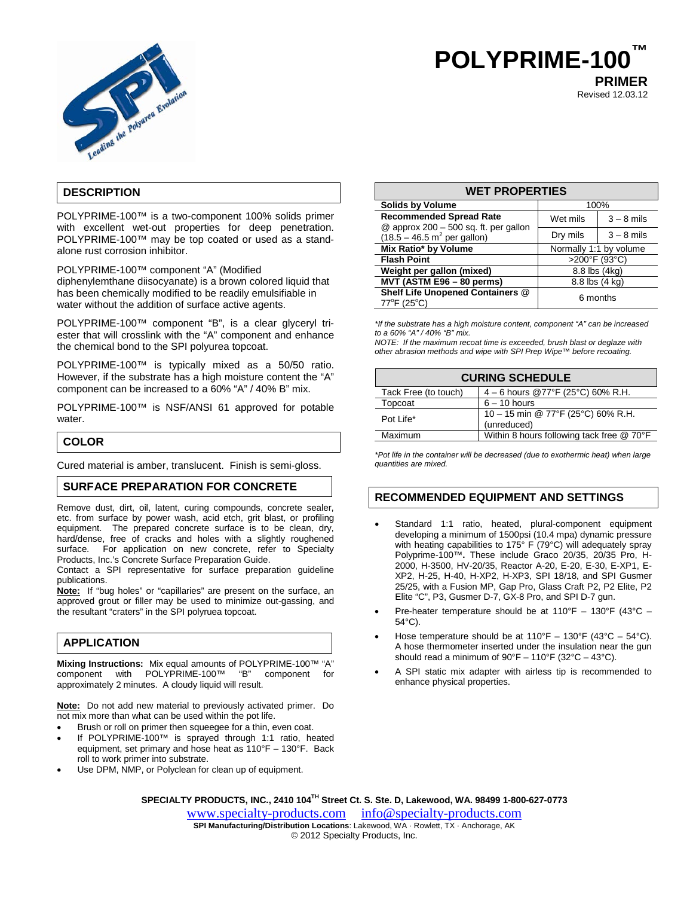# POLYPRIME-100™

## PRIMER

Revised 12.03.12

## DESCRIPTION

POLYPRIME-100™ is a two-component 100% solids primer with excellent wet-out properties for deep penetration. POLYPRIME-100™ may be top coated or used as a stand-alone rust corrosion inhibitor.

POLYPRIME-100™ component "A" (Modified diphenylemthane diisocyanate) is a brown colored liquid that has been chemically modified to be readily emulsifiable in water without the addition of surface active agents.

POLYPRIME-100™ component "B", is a clear glyceryl tri-ester that will crosslink with the "A" component and enhance the chemical bond to the SPI polyurea topcoat.

POLYPRIME-100™ is typically mixed as a 50/50 ratio. However, if the substrate has a high moisture content the "A" component can be increased to a 60% "A" / 40% B" mix.

POLYPRIME-100™ is NSF/ANSI 61 approved for potable water.

## COLOR

Cured material is amber, translucent. Finish is semi-gloss.

## SURFACE PREPARATION FOR CONCRETE

Remove dust, dirt, oil, latent, curing compounds, concrete sealer, etc. from surface by power wash, acid etch, grit blast, or profiling equipment. The prepared concrete surface is to be clean, dry, hard/dense, free of cracks and holes with a slightly roughened surface. For application on new concrete, refer to Specialty Products, Inc.'s Concrete Surface Preparation Guide.
Contact a SPI representative for surface preparation guideline publications.

**Note:** If "bug holes" or "capillaries" are present on the surface, an approved grout or filler may be used to minimize out-gassing, and the resultant "craters" in the SPI polyurea topcoat.

## APPLICATION

**Mixing Instructions:** Mix equal amounts of POLYPRIME-100™ "A" component with POLYPRIME-100™ "B" component for approximately 2 minutes. A cloudy liquid will result.

**Note:** Do not add new material to previously activated primer. Do not mix more than what can be used within the pot life.

- Brush or roll on primer then squeegee for a thin, even coat.
- If POLYPRIME-100™ is sprayed through 1:1 ratio, heated equipment, set primary and hose heat as 110°F – 130°F. Back roll to work primer into substrate.
- Use DPM, NMP, or Polyclean for clean up of equipment.

## WET PROPERTIES

| WET PROPERTIES | | |
|---|---|---|
| **Solids by Volume** | 100% | |
| **Recommended Spread Rate** @ approx 200 – 500 sq. ft. per gallon (18.5 – 46.5 m² per gallon) | Wet mils | 3 – 8 mils |
| | Dry mils | 3 – 8 mils |
| **Mix Ratio* by Volume** | Normally 1:1 by volume | |
| **Flash Point** | >200°F (93°C) | |
| **Weight per gallon (mixed)** | 8.8 lbs (4kg) | |
| **MVT (ASTM E96 – 80 perms)** | 8.8 lbs (4 kg) | |
| **Shelf Life Unopened Containers** @ 77°F (25°C) | 6 months | |

*If the substrate has a high moisture content, component "A" can be increased to a 60% "A" / 40% "B" mix.*
*NOTE: If the maximum recoat time is exceeded, brush blast or deglaze with other abrasion methods and wipe with SPI Prep Wipe™ before recoating.*

## CURING SCHEDULE

| CURING SCHEDULE | |
|---|---|
| Tack Free (to touch) | 4 – 6 hours @77°F (25°C) 60% R.H. |
| Topcoat | 6 – 10 hours |
| Pot Life* | 10 – 15 min @ 77°F (25°C) 60% R.H. (unreduced) |
| Maximum | Within 8 hours following tack free @ 70°F |

*\*Pot life in the container will be decreased (due to exothermic heat) when large quantities are mixed.*

## RECOMMENDED EQUIPMENT AND SETTINGS

- Standard 1:1 ratio, heated, plural-component equipment developing a minimum of 1500psi (10.4 mpa) dynamic pressure with heating capabilities to 175° F (79°C) will adequately spray Polyprime-100™. These include Graco 20/35, 20/35 Pro, H-2000, H-3500, HV-20/35, Reactor A-20, E-20, E-30, E-XP1, E-XP2, H-25, H-40, H-XP2, H-XP3, SPI 18/18, and SPI Gusmer 25/25, with a Fusion MP, Gap Pro, Glass Craft P2, P2 Elite, P2 Elite "C", P3, Gusmer D-7, GX-8 Pro, and SPI D-7 gun.
- Pre-heater temperature should be at 110°F – 130°F (43°C – 54°C).
- Hose temperature should be at 110°F – 130°F (43°C – 54°C). A hose thermometer inserted under the insulation near the gun should read a minimum of 90°F – 110°F (32°C – 43°C).
- A SPI static mix adapter with airless tip is recommended to enhance physical properties.

**SPECIALTY PRODUCTS, INC., 2410 104TH Street Ct. S. Ste. D, Lakewood, WA. 98499 1-800-627-0773**
www.specialty-products.com info@specialty-products.com
**SPI Manufacturing/Distribution Locations**: Lakewood, WA · Rowlett, TX · Anchorage, AK
© 2012 Specialty Products, Inc.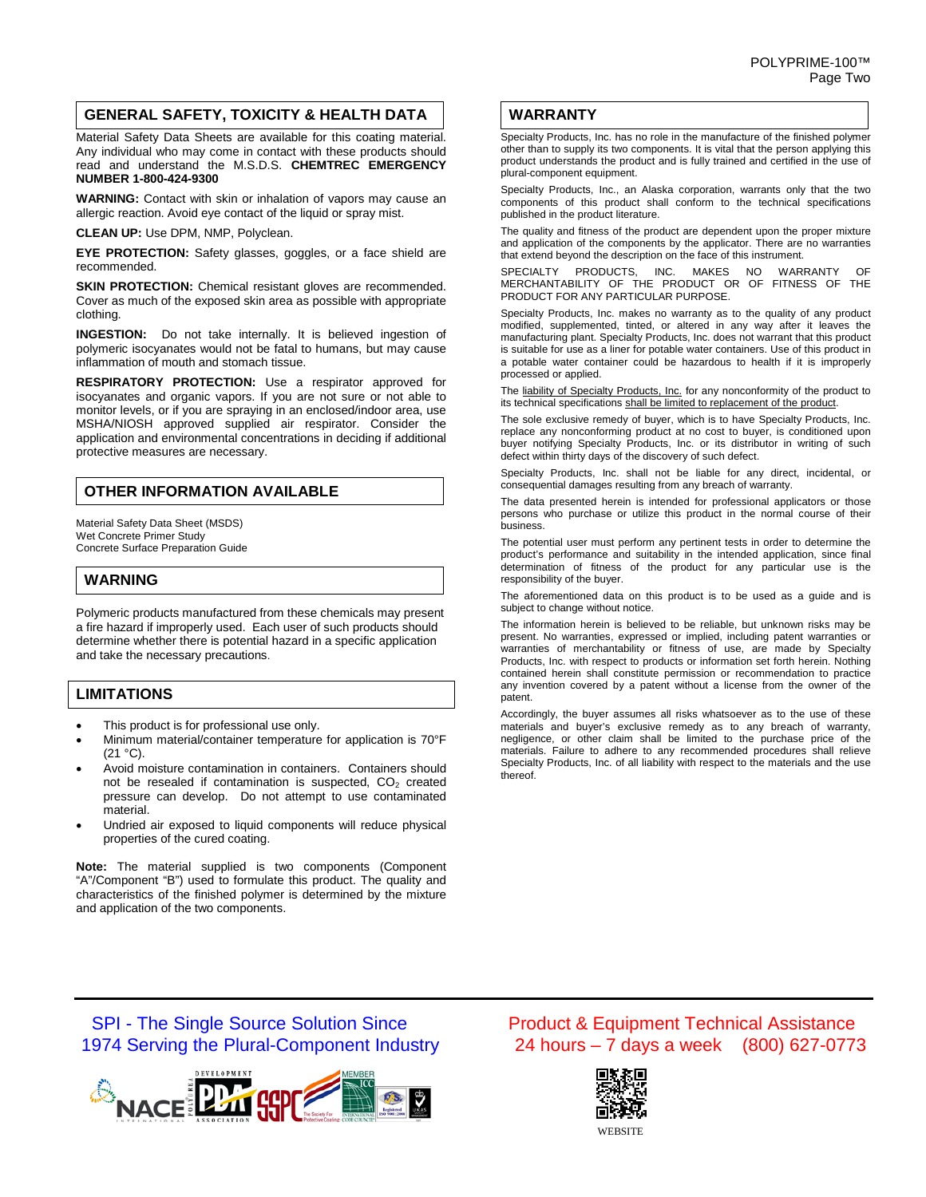## GENERAL SAFETY, TOXICITY & HEALTH DATA

Material Safety Data Sheets are available for this coating material. Any individual who may come in contact with these products should read and understand the M.S.D.S. **CHEMTREC EMERGENCY NUMBER 1-800-424-9300**

**WARNING:** Contact with skin or inhalation of vapors may cause an allergic reaction. Avoid eye contact of the liquid or spray mist.

**CLEAN UP:** Use DPM, NMP, Polyclean.

**EYE PROTECTION:** Safety glasses, goggles, or a face shield are recommended.

**SKIN PROTECTION:** Chemical resistant gloves are recommended. Cover as much of the exposed skin area as possible with appropriate clothing.

**INGESTION:** Do not take internally. It is believed ingestion of polymeric isocyanates would not be fatal to humans, but may cause inflammation of mouth and stomach tissue.

**RESPIRATORY PROTECTION:** Use a respirator approved for isocyanates and organic vapors. If you are not sure or not able to monitor levels, or if you are spraying in an enclosed/indoor area, use MSHA/NIOSH approved supplied air respirator. Consider the application and environmental concentrations in deciding if additional protective measures are necessary.

## OTHER INFORMATION AVAILABLE

Material Safety Data Sheet (MSDS)
Wet Concrete Primer Study
Concrete Surface Preparation Guide

## WARNING

Polymeric products manufactured from these chemicals may present a fire hazard if improperly used. Each user of such products should determine whether there is potential hazard in a specific application and take the necessary precautions.

## LIMITATIONS

- This product is for professional use only.
- Minimum material/container temperature for application is 70°F (21 °C).
- Avoid moisture contamination in containers. Containers should not be resealed if contamination is suspected, $CO_2$ created pressure can develop. Do not attempt to use contaminated material.
- Undried air exposed to liquid components will reduce physical properties of the cured coating.

**Note:** The material supplied is two components (Component "A"/Component "B") used to formulate this product. The quality and characteristics of the finished polymer is determined by the mixture and application of the two components.

## WARRANTY

Specialty Products, Inc. has no role in the manufacture of the finished polymer other than to supply its two components. It is vital that the person applying this product understands the product and is fully trained and certified in the use of plural-component equipment.

Specialty Products, Inc., an Alaska corporation, warrants only that the two components of this product shall conform to the technical specifications published in the product literature.

The quality and fitness of the product are dependent upon the proper mixture and application of the components by the applicator. There are no warranties that extend beyond the description on the face of this instrument.

SPECIALTY PRODUCTS, INC. MAKES NO WARRANTY OF MERCHANTABILITY OF THE PRODUCT OR OF FITNESS OF THE PRODUCT FOR ANY PARTICULAR PURPOSE.

Specialty Products, Inc. makes no warranty as to the quality of any product modified, supplemented, tinted, or altered in any way after it leaves the manufacturing plant. Specialty Products, Inc. does not warrant that this product is suitable for use as a liner for potable water containers. Use of this product in a potable water container could be hazardous to health if it is improperly processed or applied.

The liability of Specialty Products, Inc. for any nonconformity of the product to its technical specifications shall be limited to replacement of the product.

The sole exclusive remedy of buyer, which is to have Specialty Products, Inc. replace any nonconforming product at no cost to buyer, is conditioned upon buyer notifying Specialty Products, Inc. or its distributor in writing of such defect within thirty days of the discovery of such defect.

Specialty Products, Inc. shall not be liable for any direct, incidental, or consequential damages resulting from any breach of warranty.

The data presented herein is intended for professional applicators or those persons who purchase or utilize this product in the normal course of their business.

The potential user must perform any pertinent tests in order to determine the product's performance and suitability in the intended application, since final determination of fitness of the product for any particular use is the responsibility of the buyer.

The aforementioned data on this product is to be used as a guide and is subject to change without notice.

The information herein is believed to be reliable, but unknown risks may be present. No warranties, expressed or implied, including patent warranties or warranties of merchantability or fitness of use, are made by Specialty Products, Inc. with respect to products or information set forth herein. Nothing contained herein shall constitute permission or recommendation to practice any invention covered by a patent without a license from the owner of the patent.

Accordingly, the buyer assumes all risks whatsoever as to the use of these materials and buyer's exclusive remedy as to any breach of warranty, negligence, or other claim shall be limited to the purchase price of the materials. Failure to adhere to any recommended procedures shall relieve Specialty Products, Inc. of all liability with respect to the materials and the use thereof.

SPI - The Single Source Solution Since 1974 Serving the Plural-Component Industry

Product & Equipment Technical Assistance 24 hours – 7 days a week (800) 627-0773

WEBSITE